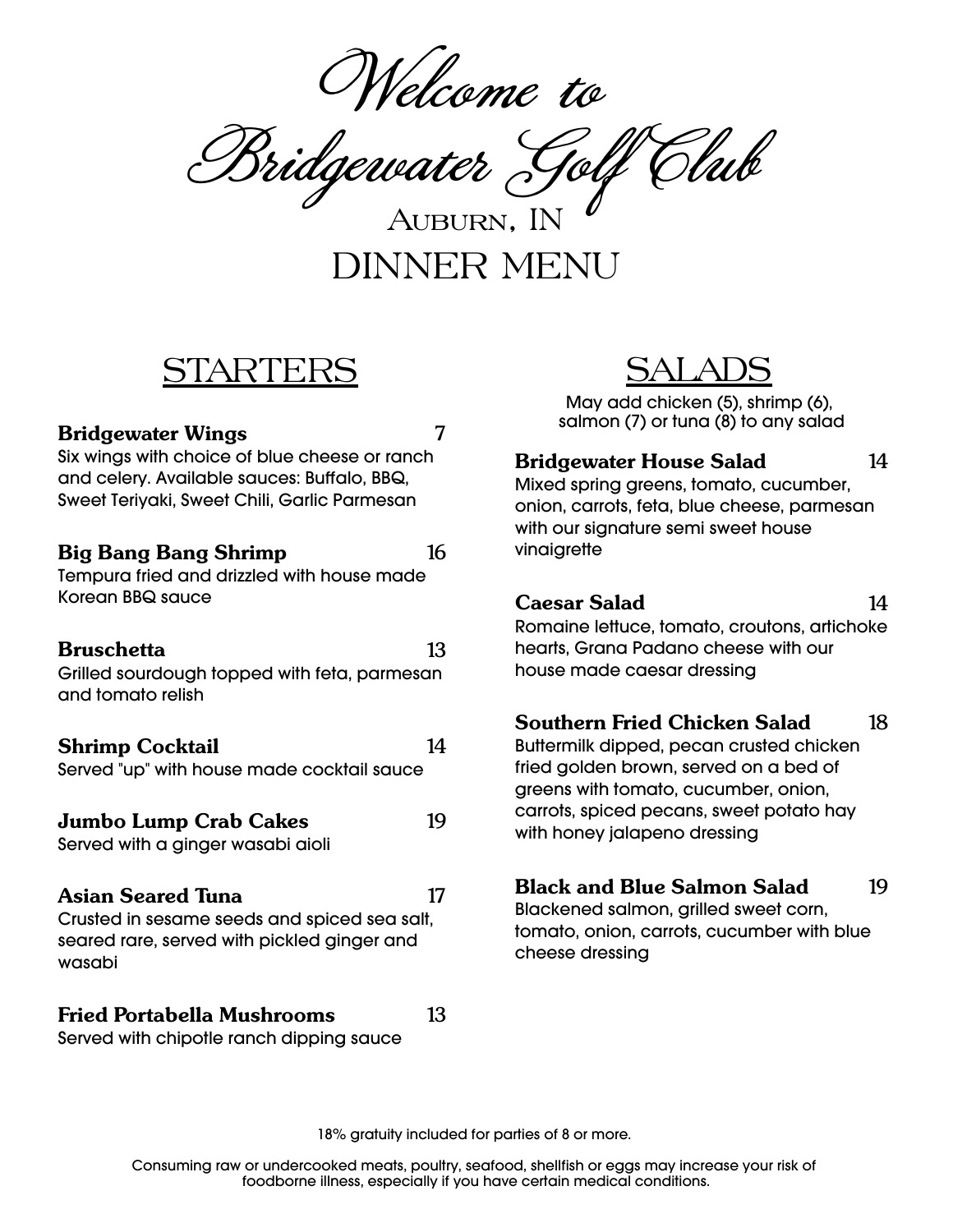# Welcome to Bridgewater Golf Club

Auburn, IN

## DINNER MENU

## STARTERS

**Bridgewater Wings** 7
Six wings with choice of blue cheese or ranch and celery. Available sauces: Buffalo, BBQ, Sweet Teriyaki, Sweet Chili, Garlic Parmesan

**Big Bang Bang Shrimp** 16
Tempura fried and drizzled with house made Korean BBQ sauce

**Bruschetta** 13
Grilled sourdough topped with feta, parmesan and tomato relish

**Shrimp Cocktail** 14
Served "up" with house made cocktail sauce

**Jumbo Lump Crab Cakes** 19
Served with a ginger wasabi aioli

**Asian Seared Tuna** 17
Crusted in sesame seeds and spiced sea salt, seared rare, served with pickled ginger and wasabi

**Fried Portabella Mushrooms** 13
Served with chipotle ranch dipping sauce

## SALADS

May add chicken (5), shrimp (6), salmon (7) or tuna (8) to any salad

**Bridgewater House Salad** 14
Mixed spring greens, tomato, cucumber, onion, carrots, feta, blue cheese, parmesan with our signature semi sweet house vinaigrette

**Caesar Salad** 14
Romaine lettuce, tomato, croutons, artichoke hearts, Grana Padano cheese with our house made caesar dressing

**Southern Fried Chicken Salad** 18
Buttermilk dipped, pecan crusted chicken fried golden brown, served on a bed of greens with tomato, cucumber, onion, carrots, spiced pecans, sweet potato hay with honey jalapeno dressing

**Black and Blue Salmon Salad** 19
Blackened salmon, grilled sweet corn, tomato, onion, carrots, cucumber with blue cheese dressing

18% gratuity included for parties of 8 or more.

Consuming raw or undercooked meats, poultry, seafood, shellfish or eggs may increase your risk of foodborne illness, especially if you have certain medical conditions.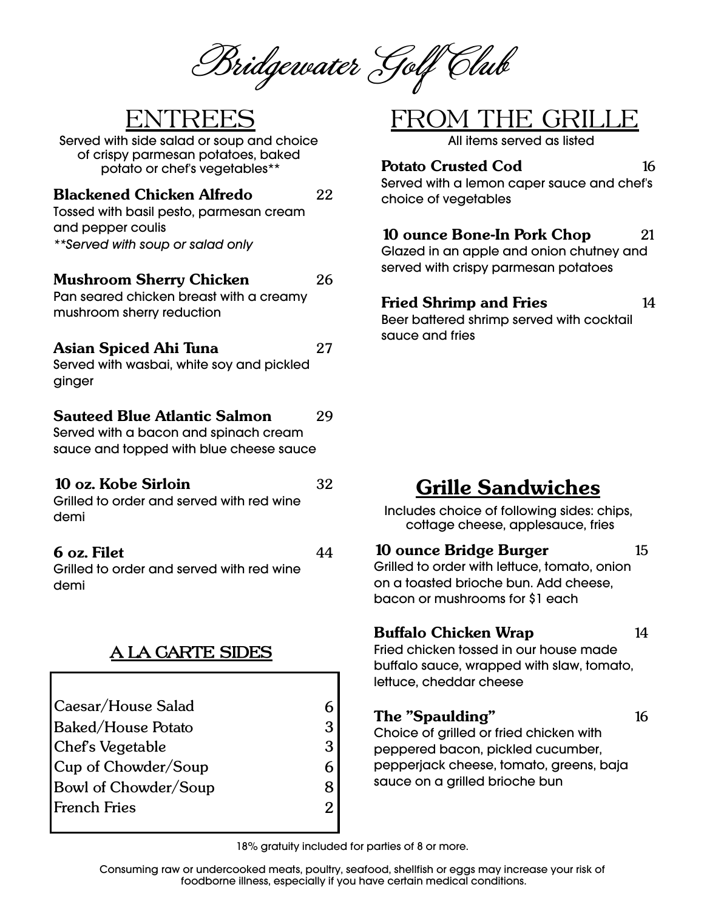# Bridgewater Golf Club

## ENTREES

Served with side salad or soup and choice of crispy parmesan potatoes, baked potato or chef's vegetables**

**Blackened Chicken Alfredo** 22
Tossed with basil pesto, parmesan cream and pepper coulis
*\*\*Served with soup or salad only*

**Mushroom Sherry Chicken** 26
Pan seared chicken breast with a creamy mushroom sherry reduction

**Asian Spiced Ahi Tuna** 27
Served with wasbai, white soy and pickled ginger

**Sauteed Blue Atlantic Salmon** 29
Served with a bacon and spinach cream sauce and topped with blue cheese sauce

**10 oz. Kobe Sirloin** 32
Grilled to order and served with red wine demi

**6 oz. Filet** 44
Grilled to order and served with red wine demi

### A LA CARTE SIDES

| | |
|---|---|
| Caesar/House Salad | 6 |
| Baked/House Potato | 3 |
| Chef's Vegetable | 3 |
| Cup of Chowder/Soup | 6 |
| Bowl of Chowder/Soup | 8 |
| French Fries | 2 |

## FROM THE GRILLE

All items served as listed

**Potato Crusted Cod** 16
Served with a lemon caper sauce and chef's choice of vegetables

**10 ounce Bone-In Pork Chop** 21
Glazed in an apple and onion chutney and served with crispy parmesan potatoes

**Fried Shrimp and Fries** 14
Beer battered shrimp served with cocktail sauce and fries

## Grille Sandwiches

Includes choice of following sides: chips, cottage cheese, applesauce, fries

**10 ounce Bridge Burger** 15
Grilled to order with lettuce, tomato, onion on a toasted brioche bun. Add cheese, bacon or mushrooms for $1 each

**Buffalo Chicken Wrap** 14
Fried chicken tossed in our house made buffalo sauce, wrapped with slaw, tomato, lettuce, cheddar cheese

**The "Spaulding"** 16
Choice of grilled or fried chicken with peppered bacon, pickled cucumber, pepperjack cheese, tomato, greens, baja sauce on a grilled brioche bun

18% gratuity included for parties of 8 or more.

Consuming raw or undercooked meats, poultry, seafood, shellfish or eggs may increase your risk of foodborne illness, especially if you have certain medical conditions.